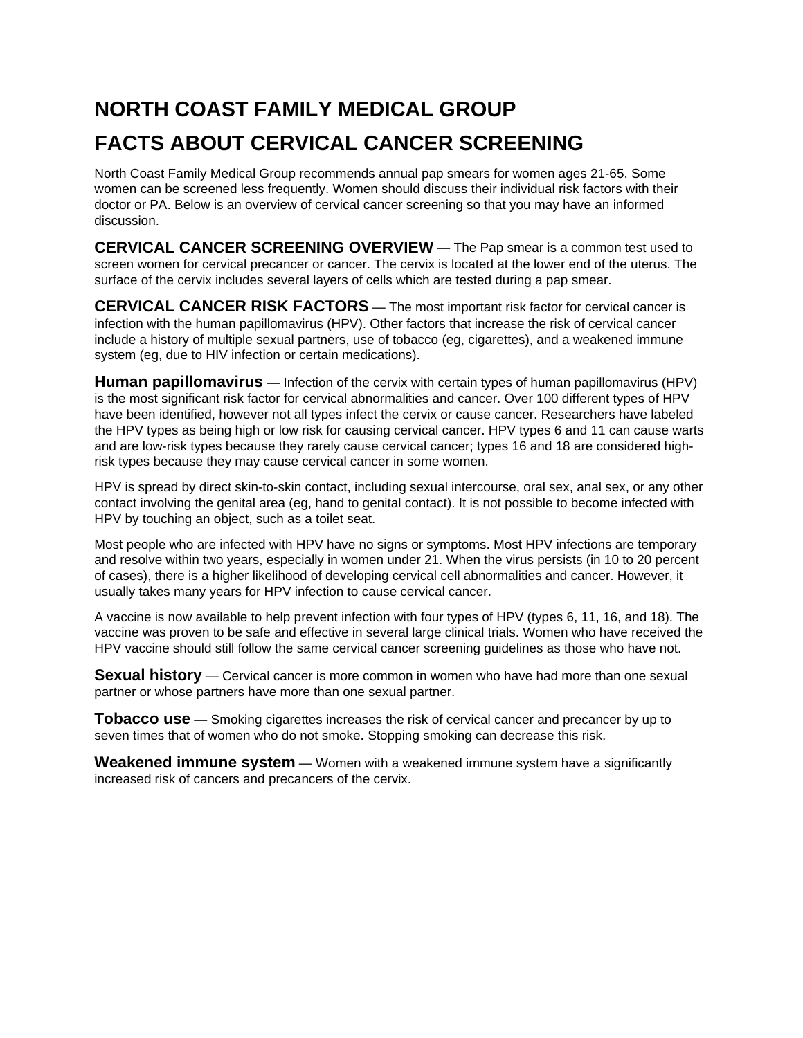# NORTH COAST FAMILY MEDICAL GROUP

# FACTS ABOUT CERVICAL CANCER SCREENING

North Coast Family Medical Group recommends annual pap smears for women ages 21-65. Some women can be screened less frequently. Women should discuss their individual risk factors with their doctor or PA. Below is an overview of cervical cancer screening so that you may have an informed discussion.

**CERVICAL CANCER SCREENING OVERVIEW** — The Pap smear is a common test used to screen women for cervical precancer or cancer. The cervix is located at the lower end of the uterus. The surface of the cervix includes several layers of cells which are tested during a pap smear.

**CERVICAL CANCER RISK FACTORS** — The most important risk factor for cervical cancer is infection with the human papillomavirus (HPV). Other factors that increase the risk of cervical cancer include a history of multiple sexual partners, use of tobacco (eg, cigarettes), and a weakened immune system (eg, due to HIV infection or certain medications).

**Human papillomavirus** — Infection of the cervix with certain types of human papillomavirus (HPV) is the most significant risk factor for cervical abnormalities and cancer. Over 100 different types of HPV have been identified, however not all types infect the cervix or cause cancer. Researchers have labeled the HPV types as being high or low risk for causing cervical cancer. HPV types 6 and 11 can cause warts and are low-risk types because they rarely cause cervical cancer; types 16 and 18 are considered high-risk types because they may cause cervical cancer in some women.

HPV is spread by direct skin-to-skin contact, including sexual intercourse, oral sex, anal sex, or any other contact involving the genital area (eg, hand to genital contact). It is not possible to become infected with HPV by touching an object, such as a toilet seat.

Most people who are infected with HPV have no signs or symptoms. Most HPV infections are temporary and resolve within two years, especially in women under 21. When the virus persists (in 10 to 20 percent of cases), there is a higher likelihood of developing cervical cell abnormalities and cancer. However, it usually takes many years for HPV infection to cause cervical cancer.

A vaccine is now available to help prevent infection with four types of HPV (types 6, 11, 16, and 18). The vaccine was proven to be safe and effective in several large clinical trials. Women who have received the HPV vaccine should still follow the same cervical cancer screening guidelines as those who have not.

**Sexual history** — Cervical cancer is more common in women who have had more than one sexual partner or whose partners have more than one sexual partner.

**Tobacco use** — Smoking cigarettes increases the risk of cervical cancer and precancer by up to seven times that of women who do not smoke. Stopping smoking can decrease this risk.

**Weakened immune system** — Women with a weakened immune system have a significantly increased risk of cancers and precancers of the cervix.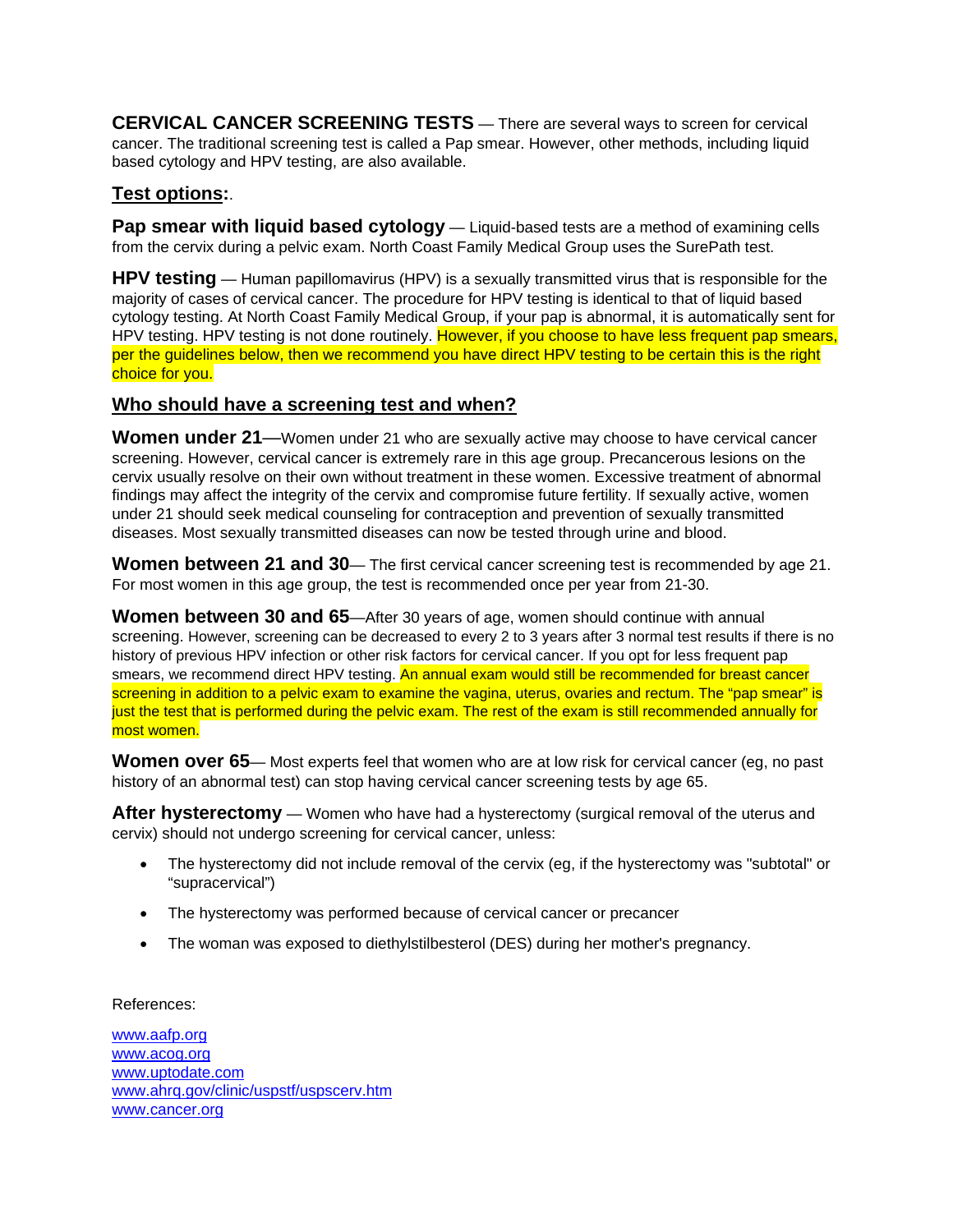**CERVICAL CANCER SCREENING TESTS** — There are several ways to screen for cervical cancer. The traditional screening test is called a Pap smear. However, other methods, including liquid based cytology and HPV testing, are also available.

## Test options:.

**Pap smear with liquid based cytology** — Liquid-based tests are a method of examining cells from the cervix during a pelvic exam. North Coast Family Medical Group uses the SurePath test.

**HPV testing** — Human papillomavirus (HPV) is a sexually transmitted virus that is responsible for the majority of cases of cervical cancer. The procedure for HPV testing is identical to that of liquid based cytology testing. At North Coast Family Medical Group, if your pap is abnormal, it is automatically sent for HPV testing. HPV testing is not done routinely. However, if you choose to have less frequent pap smears, per the guidelines below, then we recommend you have direct HPV testing to be certain this is the right choice for you.

## Who should have a screening test and when?

**Women under 21**—Women under 21 who are sexually active may choose to have cervical cancer screening. However, cervical cancer is extremely rare in this age group. Precancerous lesions on the cervix usually resolve on their own without treatment in these women. Excessive treatment of abnormal findings may affect the integrity of the cervix and compromise future fertility. If sexually active, women under 21 should seek medical counseling for contraception and prevention of sexually transmitted diseases. Most sexually transmitted diseases can now be tested through urine and blood.

**Women between 21 and 30**— The first cervical cancer screening test is recommended by age 21. For most women in this age group, the test is recommended once per year from 21-30.

**Women between 30 and 65**—After 30 years of age, women should continue with annual screening. However, screening can be decreased to every 2 to 3 years after 3 normal test results if there is no history of previous HPV infection or other risk factors for cervical cancer. If you opt for less frequent pap smears, we recommend direct HPV testing. An annual exam would still be recommended for breast cancer screening in addition to a pelvic exam to examine the vagina, uterus, ovaries and rectum. The "pap smear" is just the test that is performed during the pelvic exam. The rest of the exam is still recommended annually for most women.

**Women over 65**— Most experts feel that women who are at low risk for cervical cancer (eg, no past history of an abnormal test) can stop having cervical cancer screening tests by age 65.

**After hysterectomy** — Women who have had a hysterectomy (surgical removal of the uterus and cervix) should not undergo screening for cervical cancer, unless:

- The hysterectomy did not include removal of the cervix (eg, if the hysterectomy was "subtotal" or "supracervical")
- The hysterectomy was performed because of cervical cancer or precancer
- The woman was exposed to diethylstilbesterol (DES) during her mother's pregnancy.

References:

www.aafp.org
www.acog.org
www.uptodate.com
www.ahrq.gov/clinic/uspstf/uspscerv.htm
www.cancer.org